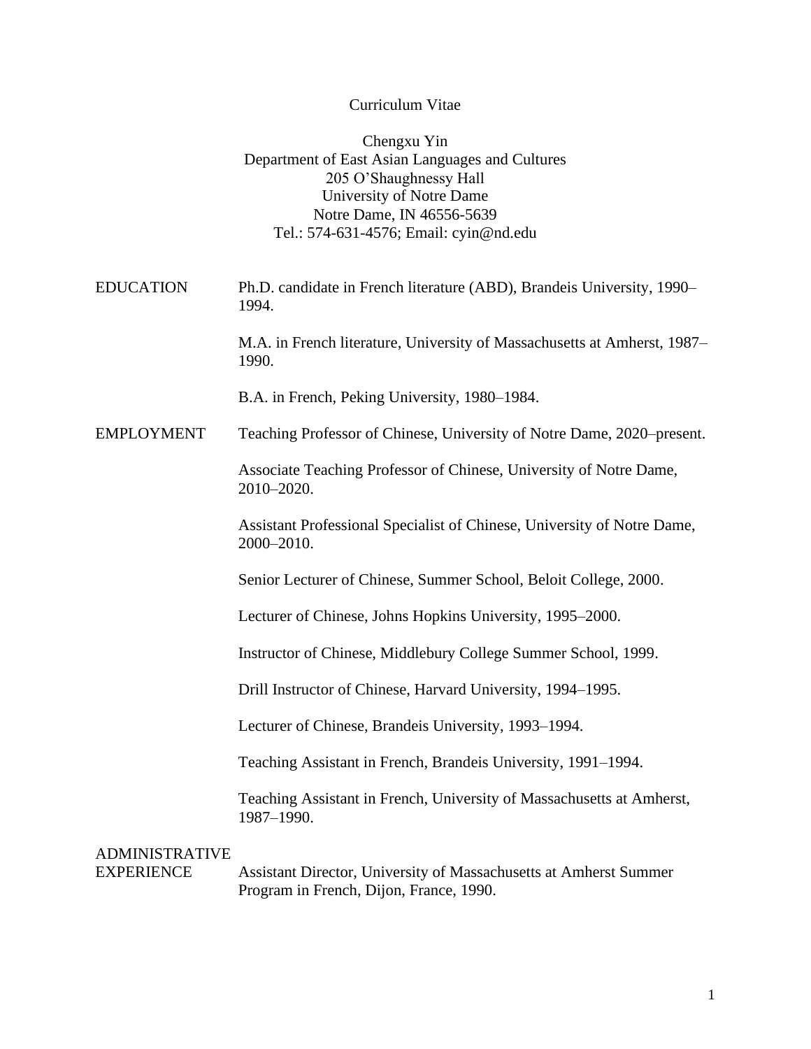# Curriculum Vitae

Chengxu Yin
Department of East Asian Languages and Cultures
205 O'Shaughnessy Hall
University of Notre Dame
Notre Dame, IN 46556-5639
Tel.: 574-631-4576; Email: cyin@nd.edu

## EDUCATION

Ph.D. candidate in French literature (ABD), Brandeis University, 1990–1994.

M.A. in French literature, University of Massachusetts at Amherst, 1987–1990.

B.A. in French, Peking University, 1980–1984.

## EMPLOYMENT

Teaching Professor of Chinese, University of Notre Dame, 2020–present.

Associate Teaching Professor of Chinese, University of Notre Dame, 2010–2020.

Assistant Professional Specialist of Chinese, University of Notre Dame, 2000–2010.

Senior Lecturer of Chinese, Summer School, Beloit College, 2000.

Lecturer of Chinese, Johns Hopkins University, 1995–2000.

Instructor of Chinese, Middlebury College Summer School, 1999.

Drill Instructor of Chinese, Harvard University, 1994–1995.

Lecturer of Chinese, Brandeis University, 1993–1994.

Teaching Assistant in French, Brandeis University, 1991–1994.

Teaching Assistant in French, University of Massachusetts at Amherst, 1987–1990.

## ADMINISTRATIVE EXPERIENCE

Assistant Director, University of Massachusetts at Amherst Summer Program in French, Dijon, France, 1990.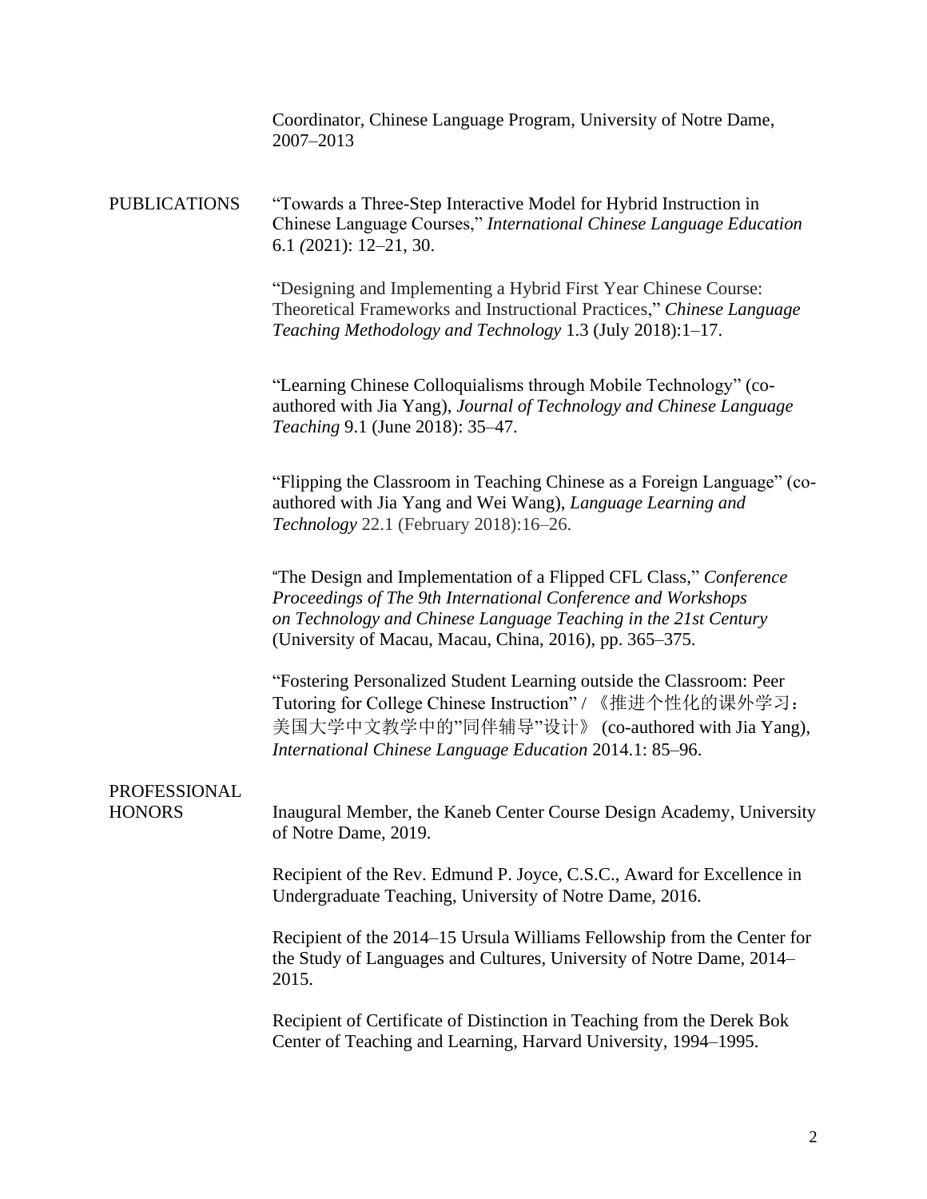Coordinator, Chinese Language Program, University of Notre Dame, 2007–2013

## PUBLICATIONS

"Towards a Three-Step Interactive Model for Hybrid Instruction in Chinese Language Courses," *International Chinese Language Education* 6.1 *(*2021): 12–21, 30.

"Designing and Implementing a Hybrid First Year Chinese Course: Theoretical Frameworks and Instructional Practices," *Chinese Language Teaching Methodology and Technology* 1.3 (July 2018):1–17.

"Learning Chinese Colloquialisms through Mobile Technology" (co-authored with Jia Yang), *Journal of Technology and Chinese Language Teaching* 9.1 (June 2018): 35–47.

"Flipping the Classroom in Teaching Chinese as a Foreign Language" (co-authored with Jia Yang and Wei Wang), *Language Learning and Technology* 22.1 (February 2018):16–26.

"The Design and Implementation of a Flipped CFL Class," *Conference Proceedings of The 9th International Conference and Workshops on Technology and Chinese Language Teaching in the 21st Century* (University of Macau, Macau, China, 2016), pp. 365–375.

"Fostering Personalized Student Learning outside the Classroom: Peer Tutoring for College Chinese Instruction" / 《推进个性化的课外学习：美国大学中文教学中的"同伴辅导"设计》 (co-authored with Jia Yang), *International Chinese Language Education* 2014.1: 85–96.

## PROFESSIONAL HONORS

Inaugural Member, the Kaneb Center Course Design Academy, University of Notre Dame, 2019.

Recipient of the Rev. Edmund P. Joyce, C.S.C., Award for Excellence in Undergraduate Teaching, University of Notre Dame, 2016.

Recipient of the 2014–15 Ursula Williams Fellowship from the Center for the Study of Languages and Cultures, University of Notre Dame, 2014–2015.

Recipient of Certificate of Distinction in Teaching from the Derek Bok Center of Teaching and Learning, Harvard University, 1994–1995.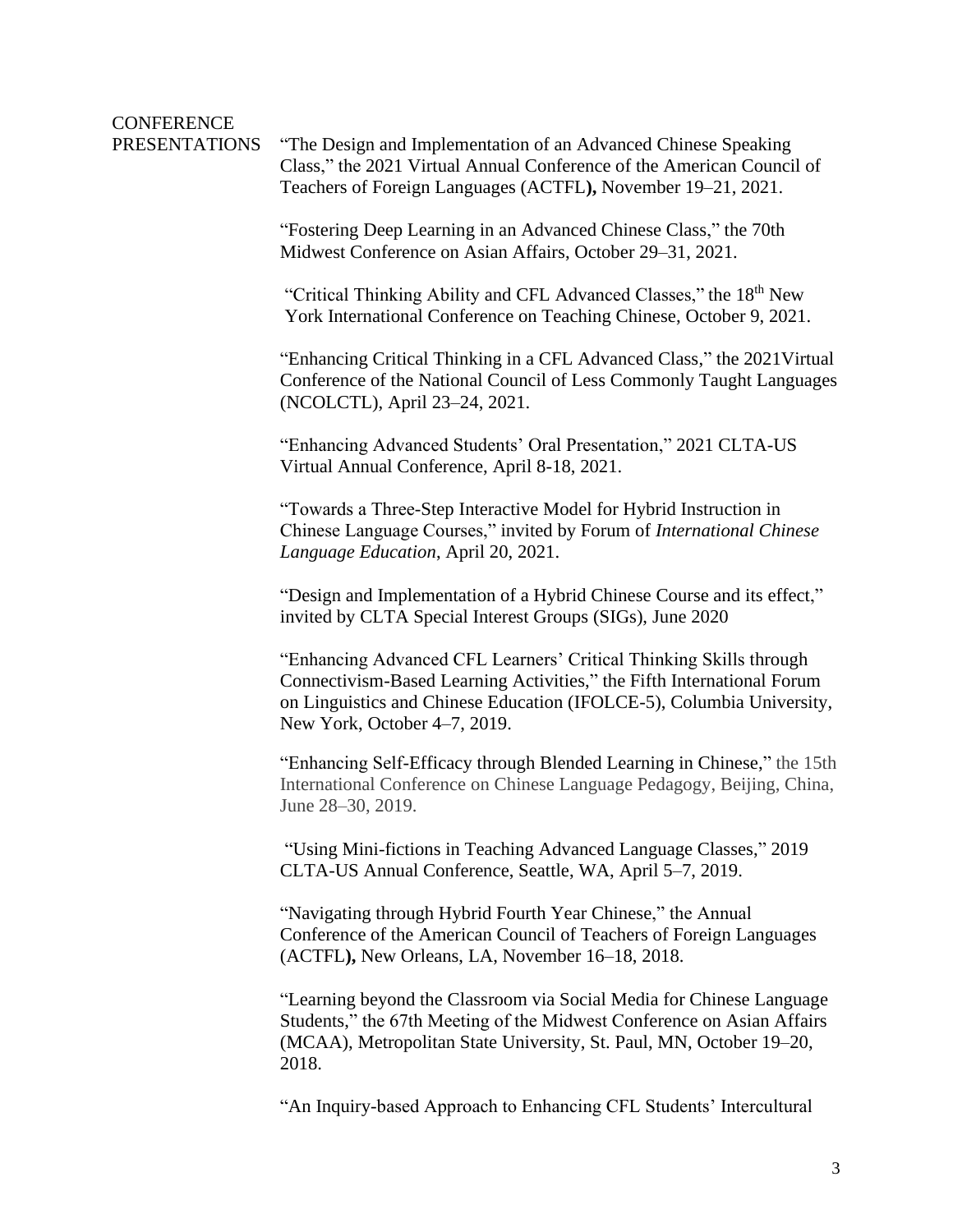## CONFERENCE PRESENTATIONS

"The Design and Implementation of an Advanced Chinese Speaking Class," the 2021 Virtual Annual Conference of the American Council of Teachers of Foreign Languages (ACTFL**),** November 19–21, 2021.

"Fostering Deep Learning in an Advanced Chinese Class," the 70th Midwest Conference on Asian Affairs, October 29–31, 2021.

"Critical Thinking Ability and CFL Advanced Classes," the 18th New York International Conference on Teaching Chinese, October 9, 2021.

"Enhancing Critical Thinking in a CFL Advanced Class," the 2021Virtual Conference of the National Council of Less Commonly Taught Languages (NCOLCTL), April 23–24, 2021.

"Enhancing Advanced Students' Oral Presentation," 2021 CLTA-US Virtual Annual Conference, April 8-18, 2021.

"Towards a Three-Step Interactive Model for Hybrid Instruction in Chinese Language Courses," invited by Forum of *International Chinese Language Education*, April 20, 2021.

"Design and Implementation of a Hybrid Chinese Course and its effect," invited by CLTA Special Interest Groups (SIGs), June 2020

"Enhancing Advanced CFL Learners' Critical Thinking Skills through Connectivism-Based Learning Activities," the Fifth International Forum on Linguistics and Chinese Education (IFOLCE-5), Columbia University, New York, October 4–7, 2019.

"Enhancing Self-Efficacy through Blended Learning in Chinese," the 15th International Conference on Chinese Language Pedagogy, Beijing, China, June 28–30, 2019.

"Using Mini-fictions in Teaching Advanced Language Classes," 2019 CLTA-US Annual Conference, Seattle, WA, April 5–7, 2019.

"Navigating through Hybrid Fourth Year Chinese," the Annual Conference of the American Council of Teachers of Foreign Languages (ACTFL**),** New Orleans, LA, November 16–18, 2018.

"Learning beyond the Classroom via Social Media for Chinese Language Students," the 67th Meeting of the Midwest Conference on Asian Affairs (MCAA), Metropolitan State University, St. Paul, MN, October 19–20, 2018.

"An Inquiry-based Approach to Enhancing CFL Students' Intercultural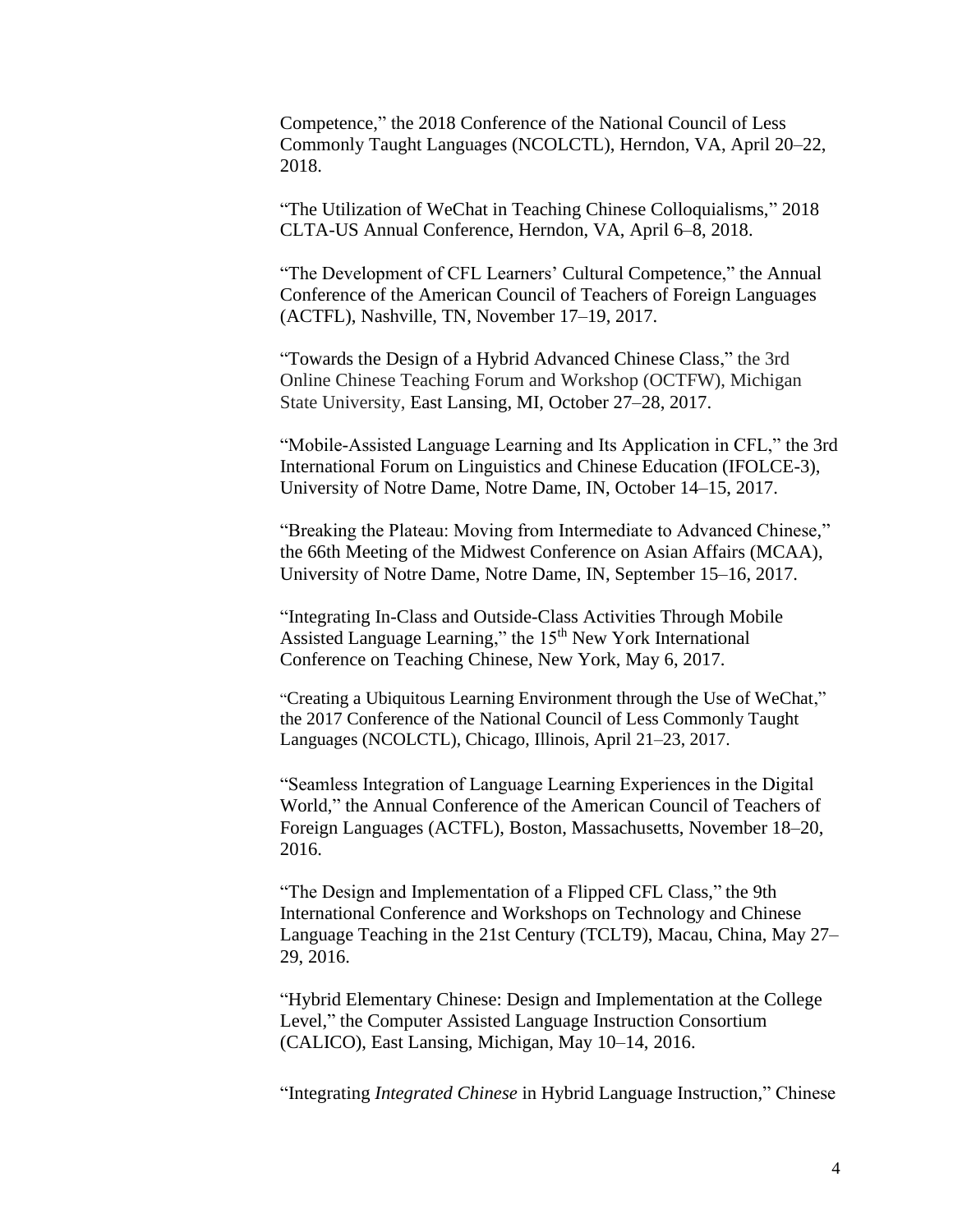Competence," the 2018 Conference of the National Council of Less Commonly Taught Languages (NCOLCTL), Herndon, VA, April 20–22, 2018.

"The Utilization of WeChat in Teaching Chinese Colloquialisms," 2018 CLTA-US Annual Conference, Herndon, VA, April 6–8, 2018.

"The Development of CFL Learners' Cultural Competence," the Annual Conference of the American Council of Teachers of Foreign Languages (ACTFL), Nashville, TN, November 17–19, 2017.

"Towards the Design of a Hybrid Advanced Chinese Class," the 3rd Online Chinese Teaching Forum and Workshop (OCTFW), Michigan State University, East Lansing, MI, October 27–28, 2017.

"Mobile-Assisted Language Learning and Its Application in CFL," the 3rd International Forum on Linguistics and Chinese Education (IFOLCE-3), University of Notre Dame, Notre Dame, IN, October 14–15, 2017.

"Breaking the Plateau: Moving from Intermediate to Advanced Chinese," the 66th Meeting of the Midwest Conference on Asian Affairs (MCAA), University of Notre Dame, Notre Dame, IN, September 15–16, 2017.

"Integrating In-Class and Outside-Class Activities Through Mobile Assisted Language Learning," the 15th New York International Conference on Teaching Chinese, New York, May 6, 2017.

"Creating a Ubiquitous Learning Environment through the Use of WeChat," the 2017 Conference of the National Council of Less Commonly Taught Languages (NCOLCTL), Chicago, Illinois, April 21–23, 2017.

"Seamless Integration of Language Learning Experiences in the Digital World," the Annual Conference of the American Council of Teachers of Foreign Languages (ACTFL), Boston, Massachusetts, November 18–20, 2016.

"The Design and Implementation of a Flipped CFL Class," the 9th International Conference and Workshops on Technology and Chinese Language Teaching in the 21st Century (TCLT9), Macau, China, May 27–29, 2016.

"Hybrid Elementary Chinese: Design and Implementation at the College Level," the Computer Assisted Language Instruction Consortium (CALICO), East Lansing, Michigan, May 10–14, 2016.

"Integrating *Integrated Chinese* in Hybrid Language Instruction," Chinese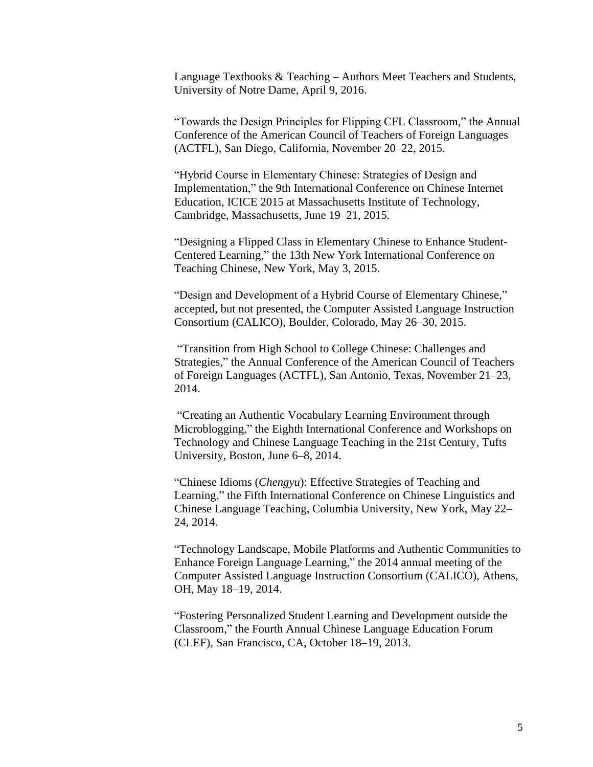Language Textbooks & Teaching – Authors Meet Teachers and Students, University of Notre Dame, April 9, 2016.

"Towards the Design Principles for Flipping CFL Classroom," the Annual Conference of the American Council of Teachers of Foreign Languages (ACTFL), San Diego, California, November 20–22, 2015.

"Hybrid Course in Elementary Chinese: Strategies of Design and Implementation," the 9th International Conference on Chinese Internet Education, ICICE 2015 at Massachusetts Institute of Technology, Cambridge, Massachusetts, June 19–21, 2015.

"Designing a Flipped Class in Elementary Chinese to Enhance Student-Centered Learning," the 13th New York International Conference on Teaching Chinese, New York, May 3, 2015.

"Design and Development of a Hybrid Course of Elementary Chinese," accepted, but not presented, the Computer Assisted Language Instruction Consortium (CALICO), Boulder, Colorado, May 26–30, 2015.

"Transition from High School to College Chinese: Challenges and Strategies," the Annual Conference of the American Council of Teachers of Foreign Languages (ACTFL), San Antonio, Texas, November 21–23, 2014.

"Creating an Authentic Vocabulary Learning Environment through Microblogging," the Eighth International Conference and Workshops on Technology and Chinese Language Teaching in the 21st Century, Tufts University, Boston, June 6–8, 2014.

"Chinese Idioms (*Chengyu*): Effective Strategies of Teaching and Learning," the Fifth International Conference on Chinese Linguistics and Chinese Language Teaching, Columbia University, New York, May 22–24, 2014.

"Technology Landscape, Mobile Platforms and Authentic Communities to Enhance Foreign Language Learning," the 2014 annual meeting of the Computer Assisted Language Instruction Consortium (CALICO), Athens, OH, May 18–19, 2014.

"Fostering Personalized Student Learning and Development outside the Classroom," the Fourth Annual Chinese Language Education Forum (CLEF), San Francisco, CA, October 18–19, 2013.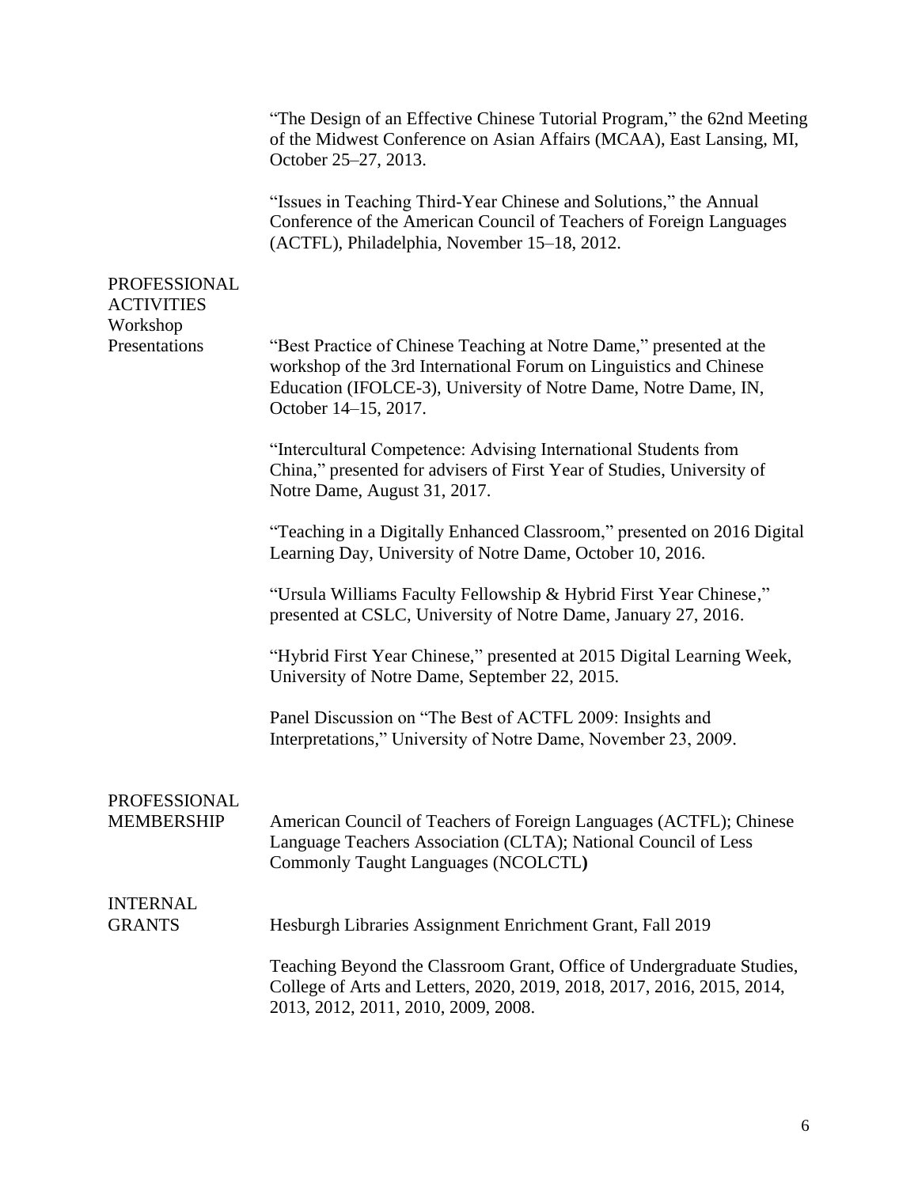"The Design of an Effective Chinese Tutorial Program," the 62nd Meeting of the Midwest Conference on Asian Affairs (MCAA), East Lansing, MI, October 25–27, 2013.

"Issues in Teaching Third-Year Chinese and Solutions," the Annual Conference of the American Council of Teachers of Foreign Languages (ACTFL), Philadelphia, November 15–18, 2012.

## PROFESSIONAL ACTIVITIES

### Workshop Presentations

"Best Practice of Chinese Teaching at Notre Dame," presented at the workshop of the 3rd International Forum on Linguistics and Chinese Education (IFOLCE-3), University of Notre Dame, Notre Dame, IN, October 14–15, 2017.

"Intercultural Competence: Advising International Students from China," presented for advisers of First Year of Studies, University of Notre Dame, August 31, 2017.

"Teaching in a Digitally Enhanced Classroom," presented on 2016 Digital Learning Day, University of Notre Dame, October 10, 2016.

"Ursula Williams Faculty Fellowship & Hybrid First Year Chinese," presented at CSLC, University of Notre Dame, January 27, 2016.

"Hybrid First Year Chinese," presented at 2015 Digital Learning Week, University of Notre Dame, September 22, 2015.

Panel Discussion on "The Best of ACTFL 2009: Insights and Interpretations," University of Notre Dame, November 23, 2009.

## PROFESSIONAL MEMBERSHIP

American Council of Teachers of Foreign Languages (ACTFL); Chinese Language Teachers Association (CLTA); National Council of Less Commonly Taught Languages (NCOLCTL**)**

## INTERNAL GRANTS

Hesburgh Libraries Assignment Enrichment Grant, Fall 2019

Teaching Beyond the Classroom Grant, Office of Undergraduate Studies, College of Arts and Letters, 2020, 2019, 2018, 2017, 2016, 2015, 2014, 2013, 2012, 2011, 2010, 2009, 2008.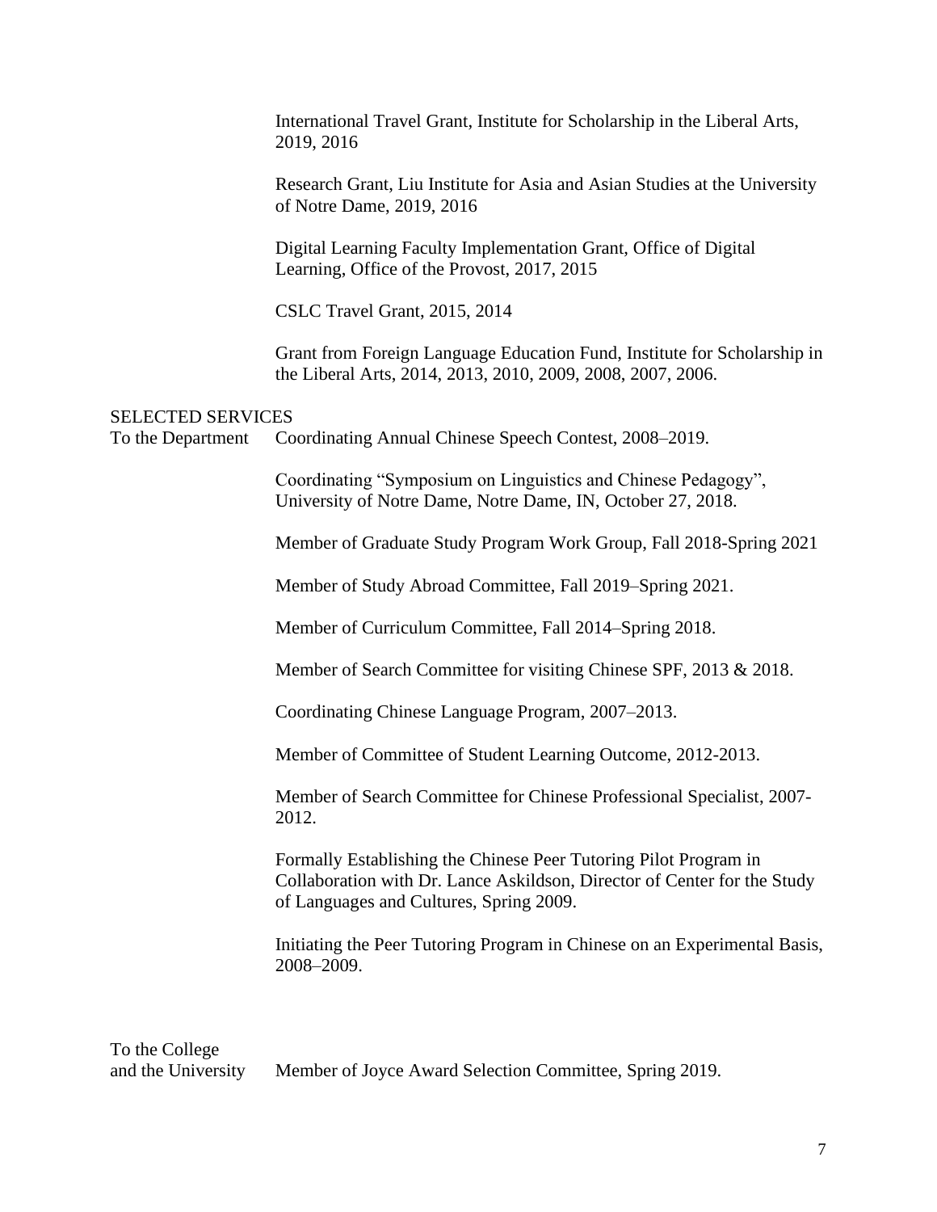International Travel Grant, Institute for Scholarship in the Liberal Arts, 2019, 2016

Research Grant, Liu Institute for Asia and Asian Studies at the University of Notre Dame, 2019, 2016

Digital Learning Faculty Implementation Grant, Office of Digital Learning, Office of the Provost, 2017, 2015

CSLC Travel Grant, 2015, 2014

Grant from Foreign Language Education Fund, Institute for Scholarship in the Liberal Arts, 2014, 2013, 2010, 2009, 2008, 2007, 2006.

## SELECTED SERVICES

### To the Department

Coordinating Annual Chinese Speech Contest, 2008–2019.

Coordinating "Symposium on Linguistics and Chinese Pedagogy", University of Notre Dame, Notre Dame, IN, October 27, 2018.

Member of Graduate Study Program Work Group, Fall 2018-Spring 2021

Member of Study Abroad Committee, Fall 2019–Spring 2021.

Member of Curriculum Committee, Fall 2014–Spring 2018.

Member of Search Committee for visiting Chinese SPF, 2013 & 2018.

Coordinating Chinese Language Program, 2007–2013.

Member of Committee of Student Learning Outcome, 2012-2013.

Member of Search Committee for Chinese Professional Specialist, 2007-2012.

Formally Establishing the Chinese Peer Tutoring Pilot Program in Collaboration with Dr. Lance Askildson, Director of Center for the Study of Languages and Cultures, Spring 2009.

Initiating the Peer Tutoring Program in Chinese on an Experimental Basis, 2008–2009.

### To the College and the University

Member of Joyce Award Selection Committee, Spring 2019.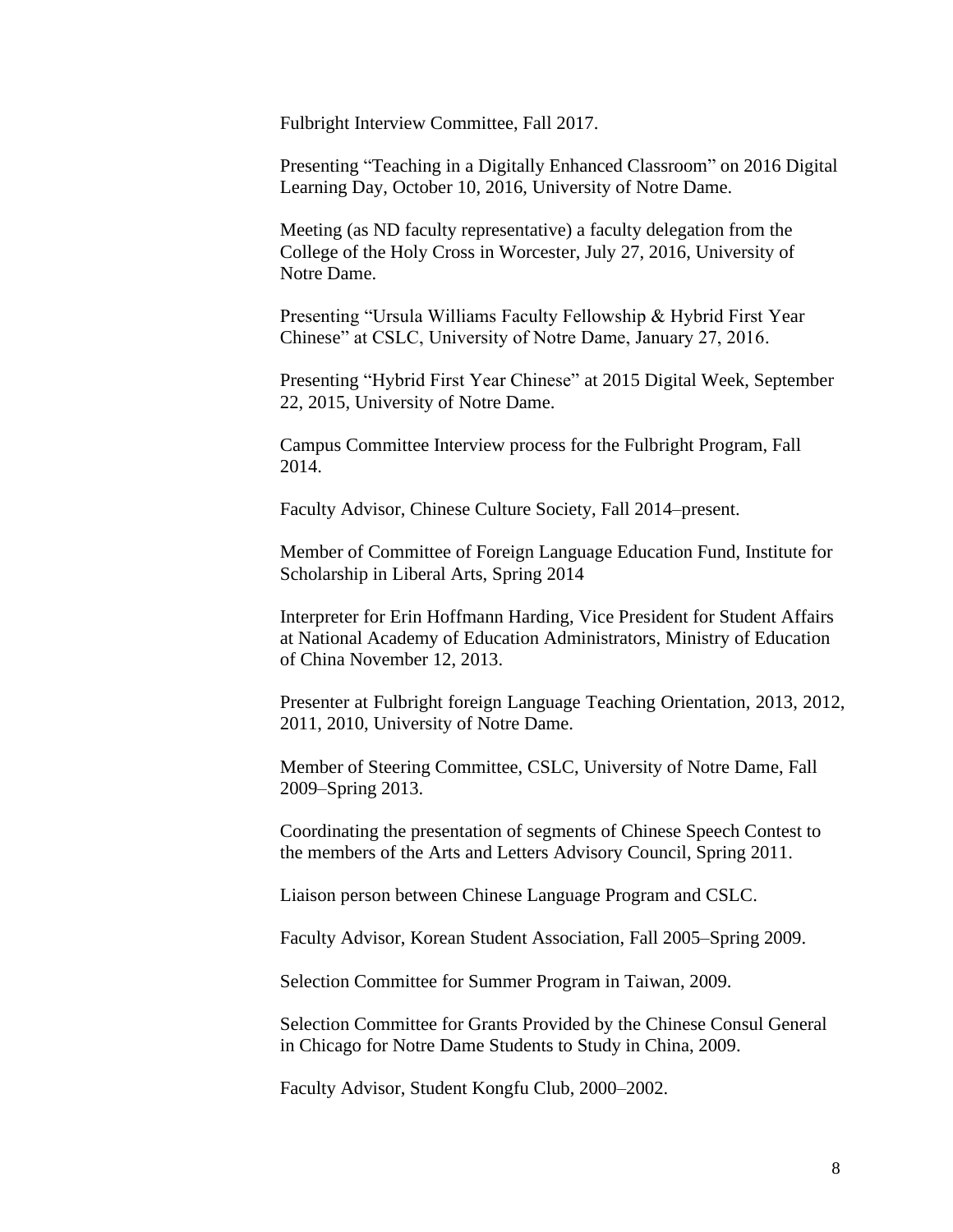Fulbright Interview Committee, Fall 2017.

Presenting "Teaching in a Digitally Enhanced Classroom" on 2016 Digital Learning Day, October 10, 2016, University of Notre Dame.

Meeting (as ND faculty representative) a faculty delegation from the College of the Holy Cross in Worcester, July 27, 2016, University of Notre Dame.

Presenting "Ursula Williams Faculty Fellowship & Hybrid First Year Chinese" at CSLC, University of Notre Dame, January 27, 2016.

Presenting "Hybrid First Year Chinese" at 2015 Digital Week, September 22, 2015, University of Notre Dame.

Campus Committee Interview process for the Fulbright Program, Fall 2014.

Faculty Advisor, Chinese Culture Society, Fall 2014–present.

Member of Committee of Foreign Language Education Fund, Institute for Scholarship in Liberal Arts, Spring 2014

Interpreter for Erin Hoffmann Harding, Vice President for Student Affairs at National Academy of Education Administrators, Ministry of Education of China November 12, 2013.

Presenter at Fulbright foreign Language Teaching Orientation, 2013, 2012, 2011, 2010, University of Notre Dame.

Member of Steering Committee, CSLC, University of Notre Dame, Fall 2009–Spring 2013.

Coordinating the presentation of segments of Chinese Speech Contest to the members of the Arts and Letters Advisory Council, Spring 2011.

Liaison person between Chinese Language Program and CSLC.

Faculty Advisor, Korean Student Association, Fall 2005–Spring 2009.

Selection Committee for Summer Program in Taiwan, 2009.

Selection Committee for Grants Provided by the Chinese Consul General in Chicago for Notre Dame Students to Study in China, 2009.

Faculty Advisor, Student Kongfu Club, 2000–2002.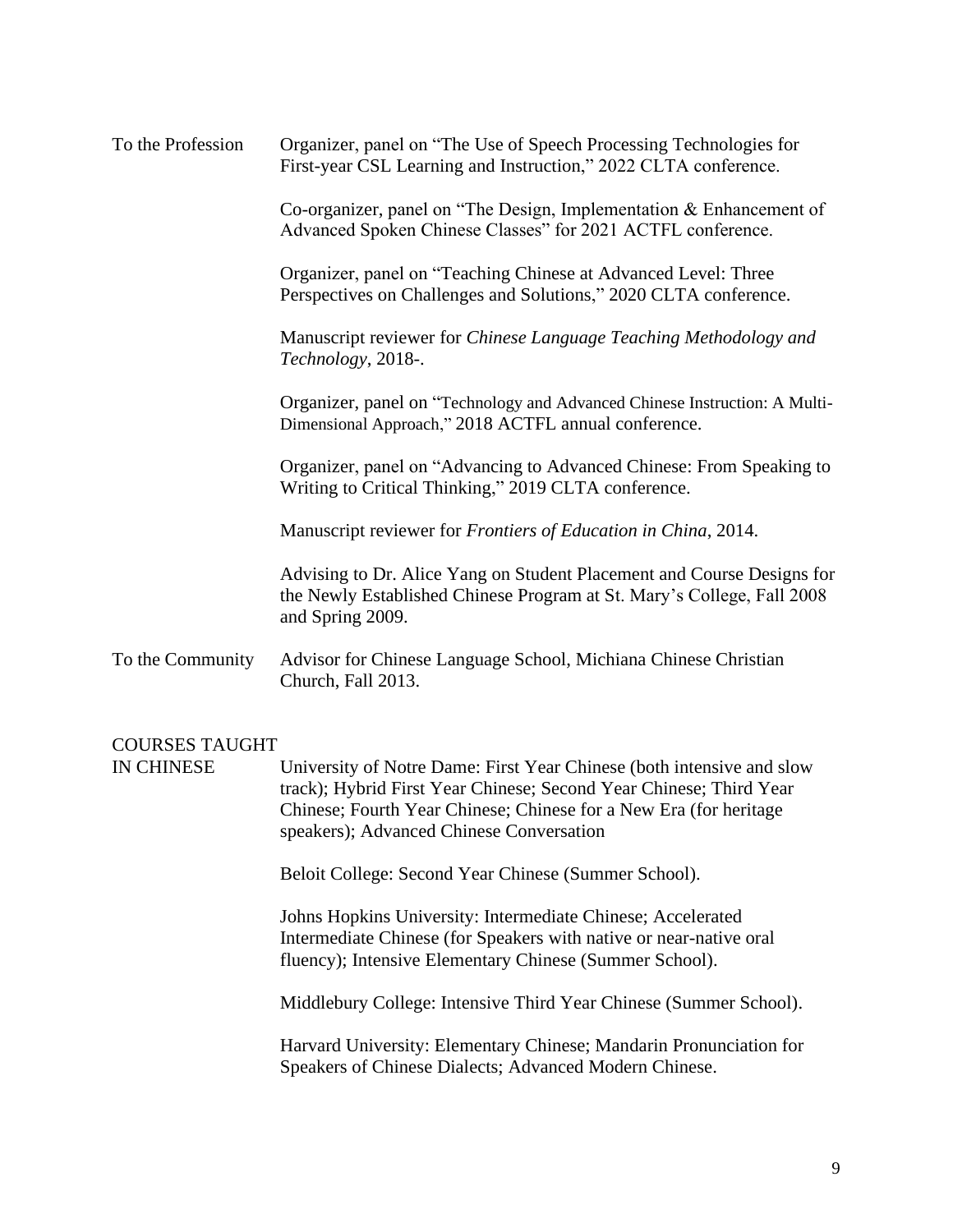**To the Profession**

Organizer, panel on "The Use of Speech Processing Technologies for First-year CSL Learning and Instruction," 2022 CLTA conference.

Co-organizer, panel on "The Design, Implementation & Enhancement of Advanced Spoken Chinese Classes" for 2021 ACTFL conference.

Organizer, panel on "Teaching Chinese at Advanced Level: Three Perspectives on Challenges and Solutions," 2020 CLTA conference.

Manuscript reviewer for *Chinese Language Teaching Methodology and Technology*, 2018-.

Organizer, panel on "Technology and Advanced Chinese Instruction: A Multi-Dimensional Approach," 2018 ACTFL annual conference.

Organizer, panel on "Advancing to Advanced Chinese: From Speaking to Writing to Critical Thinking," 2019 CLTA conference.

Manuscript reviewer for *Frontiers of Education in China*, 2014.

Advising to Dr. Alice Yang on Student Placement and Course Designs for the Newly Established Chinese Program at St. Mary's College, Fall 2008 and Spring 2009.

**To the Community**

Advisor for Chinese Language School, Michiana Chinese Christian Church, Fall 2013.

## COURSES TAUGHT IN CHINESE

University of Notre Dame: First Year Chinese (both intensive and slow track); Hybrid First Year Chinese; Second Year Chinese; Third Year Chinese; Fourth Year Chinese; Chinese for a New Era (for heritage speakers); Advanced Chinese Conversation

Beloit College: Second Year Chinese (Summer School).

Johns Hopkins University: Intermediate Chinese; Accelerated Intermediate Chinese (for Speakers with native or near-native oral fluency); Intensive Elementary Chinese (Summer School).

Middlebury College: Intensive Third Year Chinese (Summer School).

Harvard University: Elementary Chinese; Mandarin Pronunciation for Speakers of Chinese Dialects; Advanced Modern Chinese.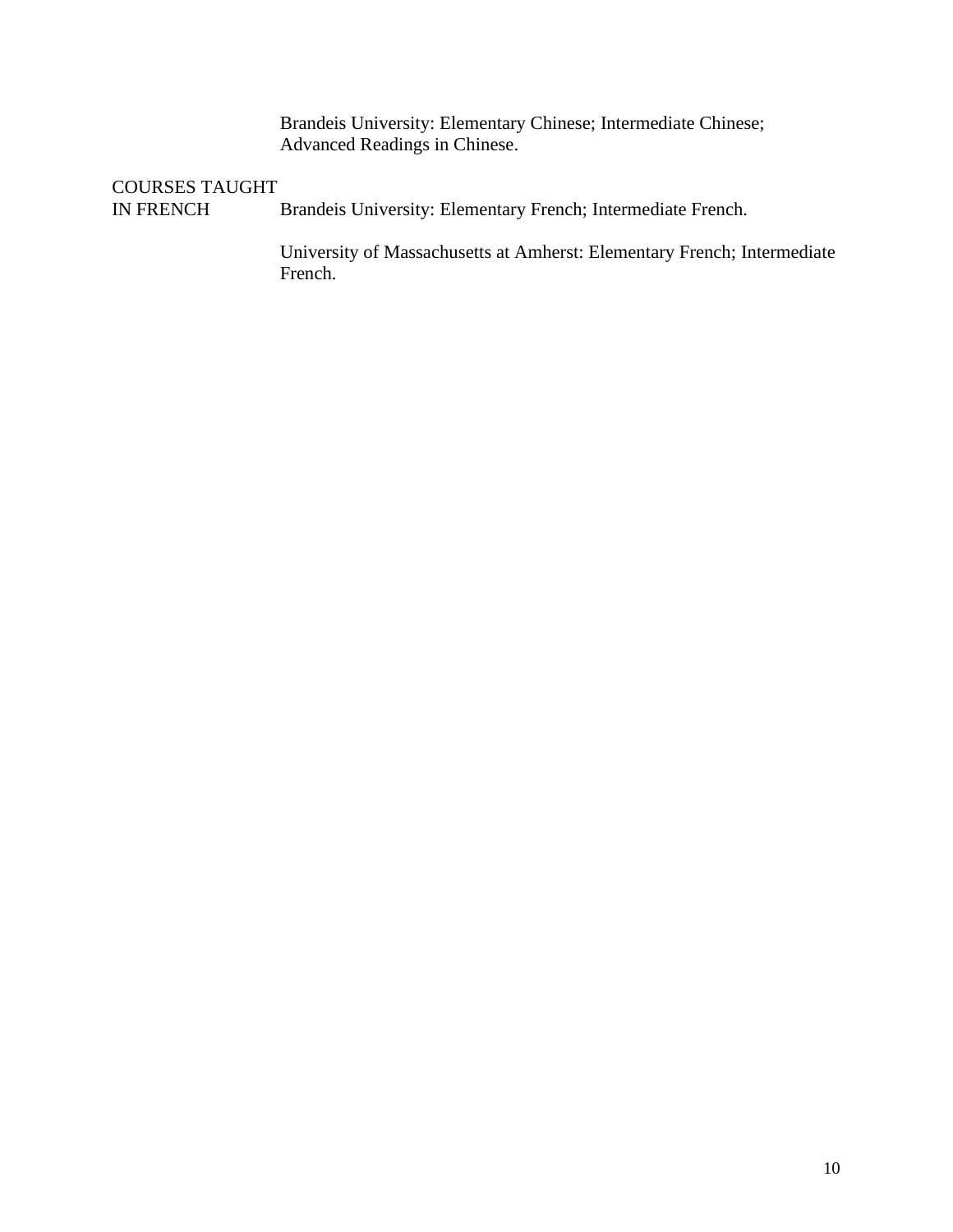Brandeis University: Elementary Chinese; Intermediate Chinese; Advanced Readings in Chinese.

COURSES TAUGHT IN FRENCH

Brandeis University: Elementary French; Intermediate French.

University of Massachusetts at Amherst: Elementary French; Intermediate French.